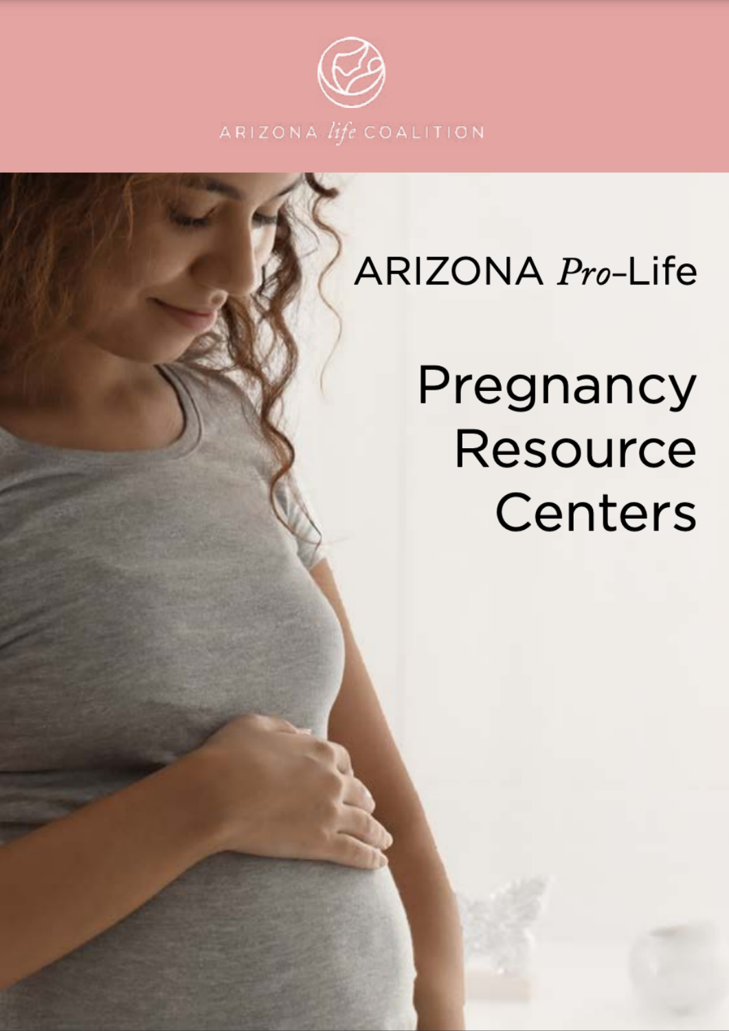ARIZONA *life* COALITION

ARIZONA *Pro*-Life

# Pregnancy Resource Centers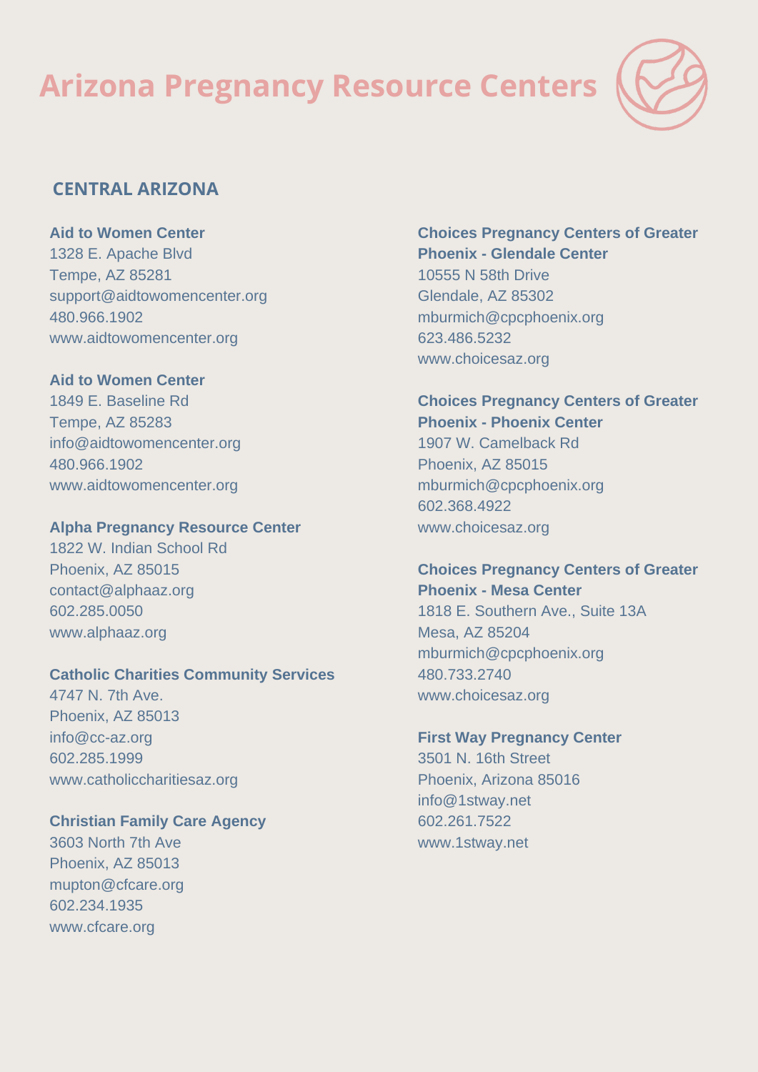# Arizona Pregnancy Resource Centers

## CENTRAL ARIZONA

**Aid to Women Center**
1328 E. Apache Blvd
Tempe, AZ 85281
support@aidtowomencenter.org
480.966.1902
www.aidtowomencenter.org

**Aid to Women Center**
1849 E. Baseline Rd
Tempe, AZ 85283
info@aidtowomencenter.org
480.966.1902
www.aidtowomencenter.org

**Alpha Pregnancy Resource Center**
1822 W. Indian School Rd
Phoenix, AZ 85015
contact@alphaaz.org
602.285.0050
www.alphaaz.org

**Catholic Charities Community Services**
4747 N. 7th Ave.
Phoenix, AZ 85013
info@cc-az.org
602.285.1999
www.catholiccharitiesaz.org

**Christian Family Care Agency**
3603 North 7th Ave
Phoenix, AZ 85013
mupton@cfcare.org
602.234.1935
www.cfcare.org

**Choices Pregnancy Centers of Greater Phoenix - Glendale Center**
10555 N 58th Drive
Glendale, AZ 85302
mburmich@cpcphoenix.org
623.486.5232
www.choicesaz.org

**Choices Pregnancy Centers of Greater Phoenix - Phoenix Center**
1907 W. Camelback Rd
Phoenix, AZ 85015
mburmich@cpcphoenix.org
602.368.4922
www.choicesaz.org

**Choices Pregnancy Centers of Greater Phoenix - Mesa Center**
1818 E. Southern Ave., Suite 13A
Mesa, AZ 85204
mburmich@cpcphoenix.org
480.733.2740
www.choicesaz.org

**First Way Pregnancy Center**
3501 N. 16th Street
Phoenix, Arizona 85016
info@1stway.net
602.261.7522
www.1stway.net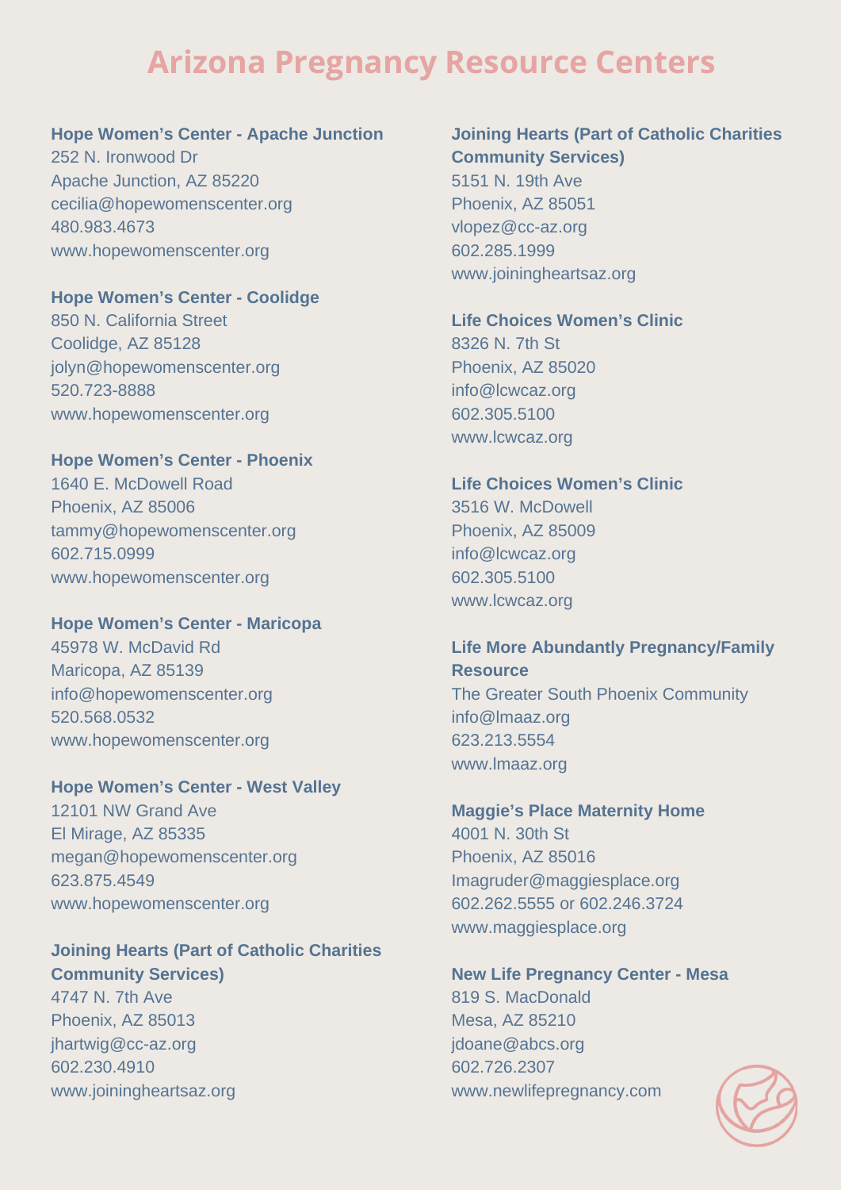# Arizona Pregnancy Resource Centers

**Hope Women's Center - Apache Junction**
252 N. Ironwood Dr
Apache Junction, AZ 85220
cecilia@hopewomenscenter.org
480.983.4673
www.hopewomenscenter.org

**Hope Women's Center - Coolidge**
850 N. California Street
Coolidge, AZ 85128
jolyn@hopewomenscenter.org
520.723-8888
www.hopewomenscenter.org

**Hope Women's Center - Phoenix**
1640 E. McDowell Road
Phoenix, AZ 85006
tammy@hopewomenscenter.org
602.715.0999
www.hopewomenscenter.org

**Hope Women's Center - Maricopa**
45978 W. McDavid Rd
Maricopa, AZ 85139
info@hopewomenscenter.org
520.568.0532
www.hopewomenscenter.org

**Hope Women's Center - West Valley**
12101 NW Grand Ave
El Mirage, AZ 85335
megan@hopewomenscenter.org
623.875.4549
www.hopewomenscenter.org

**Joining Hearts (Part of Catholic Charities Community Services)**
4747 N. 7th Ave
Phoenix, AZ 85013
jhartwig@cc-az.org
602.230.4910
www.joiningheartsaz.org

**Joining Hearts (Part of Catholic Charities Community Services)**
5151 N. 19th Ave
Phoenix, AZ 85051
vlopez@cc-az.org
602.285.1999
www.joiningheartsaz.org

**Life Choices Women's Clinic**
8326 N. 7th St
Phoenix, AZ 85020
info@lcwcaz.org
602.305.5100
www.lcwcaz.org

**Life Choices Women's Clinic**
3516 W. McDowell
Phoenix, AZ 85009
info@lcwcaz.org
602.305.5100
www.lcwcaz.org

**Life More Abundantly Pregnancy/Family Resource**
The Greater South Phoenix Community
info@lmaaz.org
623.213.5554
www.lmaaz.org

**Maggie's Place Maternity Home**
4001 N. 30th St
Phoenix, AZ 85016
lmagruder@maggiesplace.org
602.262.5555 or 602.246.3724
www.maggiesplace.org

**New Life Pregnancy Center - Mesa**
819 S. MacDonald
Mesa, AZ 85210
jdoane@abcs.org
602.726.2307
www.newlifepregnancy.com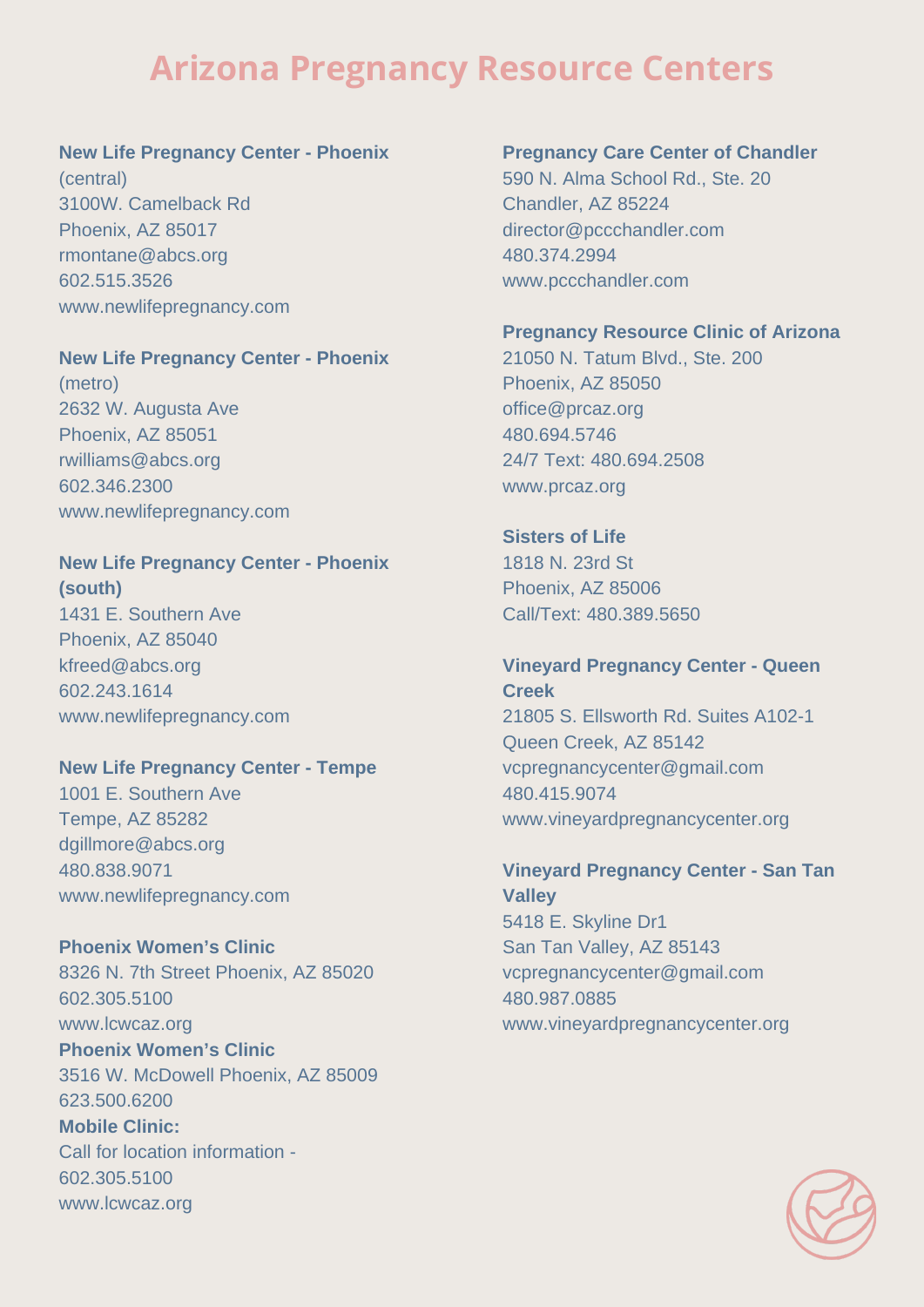# Arizona Pregnancy Resource Centers

**New Life Pregnancy Center - Phoenix** (central)
3100W. Camelback Rd
Phoenix, AZ 85017
rmontane@abcs.org
602.515.3526
www.newlifepregnancy.com

**New Life Pregnancy Center - Phoenix** (metro)
2632 W. Augusta Ave
Phoenix, AZ 85051
rwilliams@abcs.org
602.346.2300
www.newlifepregnancy.com

**New Life Pregnancy Center - Phoenix (south)**
1431 E. Southern Ave
Phoenix, AZ 85040
kfreed@abcs.org
602.243.1614
www.newlifepregnancy.com

**New Life Pregnancy Center - Tempe**
1001 E. Southern Ave
Tempe, AZ 85282
dgillmore@abcs.org
480.838.9071
www.newlifepregnancy.com

**Phoenix Women's Clinic**
8326 N. 7th Street Phoenix, AZ 85020
602.305.5100
www.lcwcaz.org

**Phoenix Women's Clinic**
3516 W. McDowell Phoenix, AZ 85009
623.500.6200

**Mobile Clinic:**
Call for location information - 602.305.5100
www.lcwcaz.org

**Pregnancy Care Center of Chandler**
590 N. Alma School Rd., Ste. 20
Chandler, AZ 85224
director@pccchandler.com
480.374.2994
www.pccchandler.com

**Pregnancy Resource Clinic of Arizona**
21050 N. Tatum Blvd., Ste. 200
Phoenix, AZ 85050
office@prcaz.org
480.694.5746
24/7 Text: 480.694.2508
www.prcaz.org

**Sisters of Life**
1818 N. 23rd St
Phoenix, AZ 85006
Call/Text: 480.389.5650

**Vineyard Pregnancy Center - Queen Creek**
21805 S. Ellsworth Rd. Suites A102-1
Queen Creek, AZ 85142
vcpregnancycenter@gmail.com
480.415.9074
www.vineyardpregnancycenter.org

**Vineyard Pregnancy Center - San Tan Valley**
5418 E. Skyline Dr1
San Tan Valley, AZ 85143
vcpregnancycenter@gmail.com
480.987.0885
www.vineyardpregnancycenter.org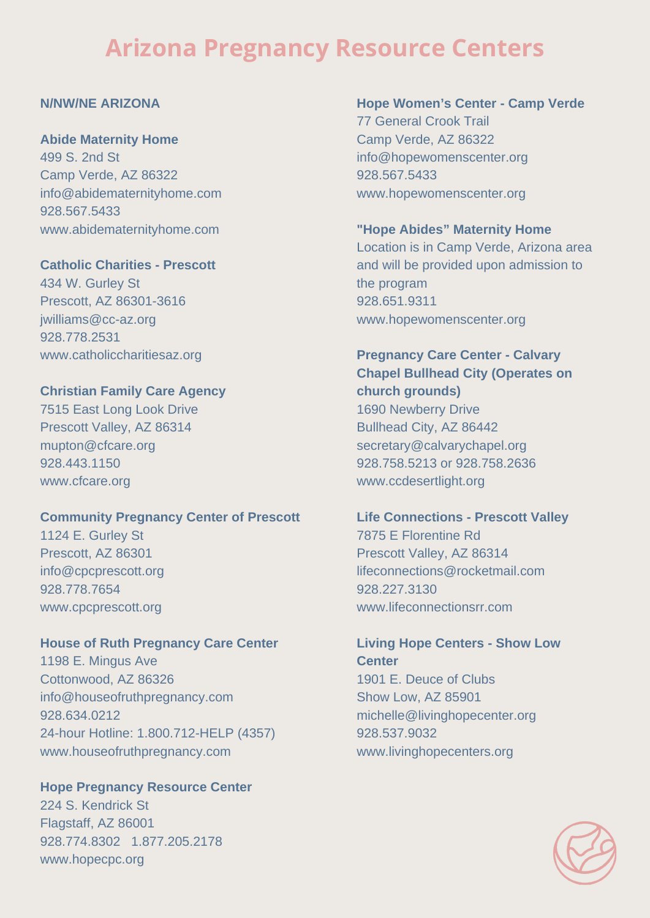# Arizona Pregnancy Resource Centers

## N/NW/NE ARIZONA

**Abide Maternity Home**
499 S. 2nd St
Camp Verde, AZ 86322
info@abidematernityhome.com
928.567.5433
www.abidematernityhome.com

**Catholic Charities - Prescott**
434 W. Gurley St
Prescott, AZ 86301-3616
jwilliams@cc-az.org
928.778.2531
www.catholiccharitiesaz.org

**Christian Family Care Agency**
7515 East Long Look Drive
Prescott Valley, AZ 86314
mupton@cfcare.org
928.443.1150
www.cfcare.org

**Community Pregnancy Center of Prescott**
1124 E. Gurley St
Prescott, AZ 86301
info@cpcprescott.org
928.778.7654
www.cpcprescott.org

**House of Ruth Pregnancy Care Center**
1198 E. Mingus Ave
Cottonwood, AZ 86326
info@houseofruthpregnancy.com
928.634.0212
24-hour Hotline: 1.800.712-HELP (4357)
www.houseofruthpregnancy.com

**Hope Pregnancy Resource Center**
224 S. Kendrick St
Flagstaff, AZ 86001
928.774.8302 1.877.205.2178
www.hopecpc.org

**Hope Women's Center - Camp Verde**
77 General Crook Trail
Camp Verde, AZ 86322
info@hopewomenscenter.org
928.567.5433
www.hopewomenscenter.org

**"Hope Abides" Maternity Home**
Location is in Camp Verde, Arizona area and will be provided upon admission to the program
928.651.9311
www.hopewomenscenter.org

**Pregnancy Care Center - Calvary Chapel Bullhead City (Operates on church grounds)**
1690 Newberry Drive
Bullhead City, AZ 86442
secretary@calvarychapel.org
928.758.5213 or 928.758.2636
www.ccdesertlight.org

**Life Connections - Prescott Valley**
7875 E Florentine Rd
Prescott Valley, AZ 86314
lifeconnections@rocketmail.com
928.227.3130
www.lifeconnectionsrr.com

**Living Hope Centers - Show Low Center**
1901 E. Deuce of Clubs
Show Low, AZ 85901
michelle@livinghopecenter.org
928.537.9032
www.livinghopecenters.org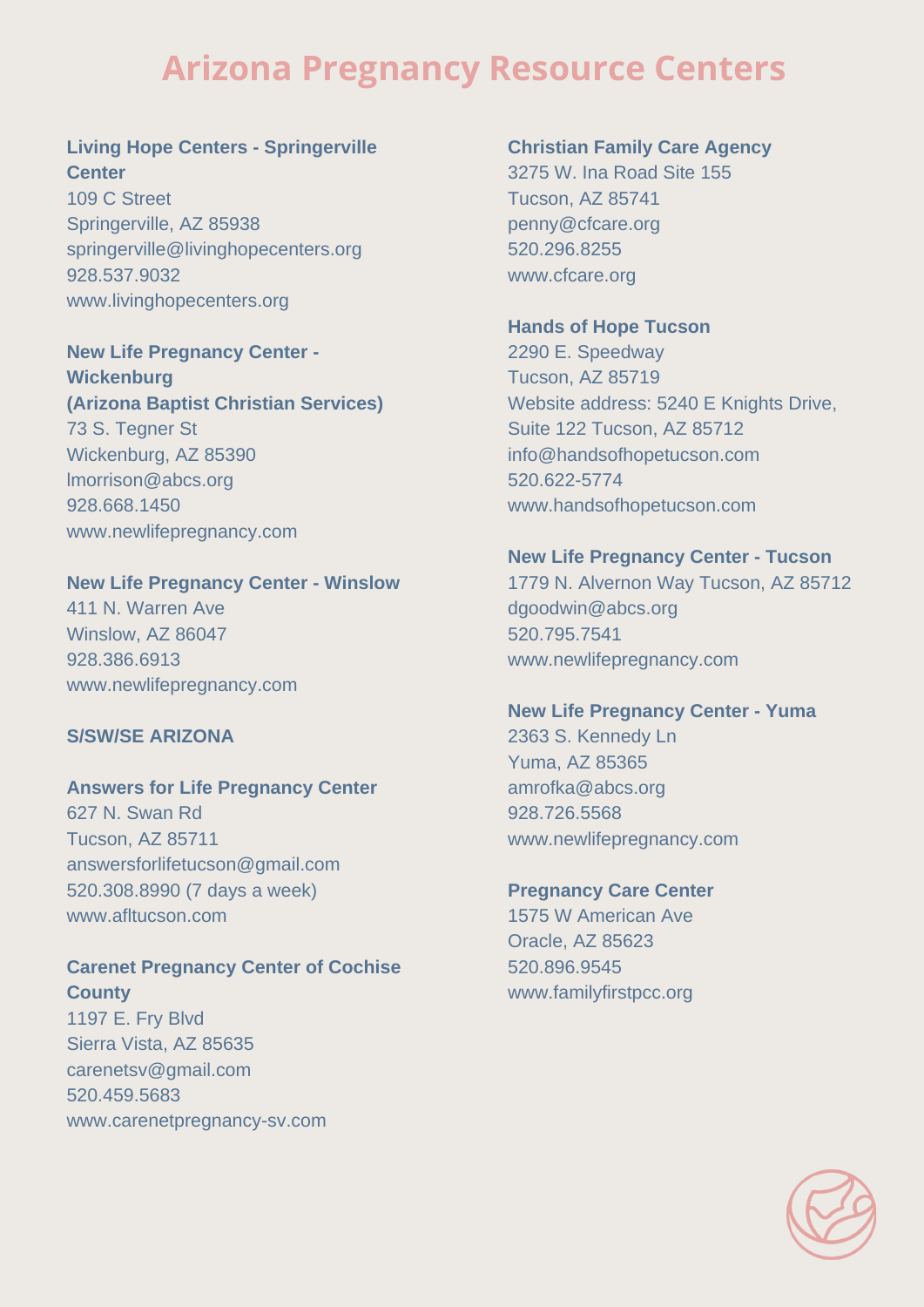# Arizona Pregnancy Resource Centers

**Living Hope Centers - Springerville Center**
109 C Street
Springerville, AZ 85938
springerville@livinghopecenters.org
928.537.9032
www.livinghopecenters.org

**New Life Pregnancy Center - Wickenburg**
**(Arizona Baptist Christian Services)**
73 S. Tegner St
Wickenburg, AZ 85390
lmorrison@abcs.org
928.668.1450
www.newlifepregnancy.com

**New Life Pregnancy Center - Winslow**
411 N. Warren Ave
Winslow, AZ 86047
928.386.6913
www.newlifepregnancy.com

**S/SW/SE ARIZONA**

**Answers for Life Pregnancy Center**
627 N. Swan Rd
Tucson, AZ 85711
answersforlifetucson@gmail.com
520.308.8990 (7 days a week)
www.afltucson.com

**Carenet Pregnancy Center of Cochise County**
1197 E. Fry Blvd
Sierra Vista, AZ 85635
carenetsv@gmail.com
520.459.5683
www.carenetpregnancy-sv.com

**Christian Family Care Agency**
3275 W. Ina Road Site 155
Tucson, AZ 85741
penny@cfcare.org
520.296.8255
www.cfcare.org

**Hands of Hope Tucson**
2290 E. Speedway
Tucson, AZ 85719
Website address: 5240 E Knights Drive, Suite 122 Tucson, AZ 85712
info@handsofhopetucson.com
520.622-5774
www.handsofhopetucson.com

**New Life Pregnancy Center - Tucson**
1779 N. Alvernon Way Tucson, AZ 85712
dgoodwin@abcs.org
520.795.7541
www.newlifepregnancy.com

**New Life Pregnancy Center - Yuma**
2363 S. Kennedy Ln
Yuma, AZ 85365
amrofka@abcs.org
928.726.5568
www.newlifepregnancy.com

**Pregnancy Care Center**
1575 W American Ave
Oracle, AZ 85623
520.896.9545
www.familyfirstpcc.org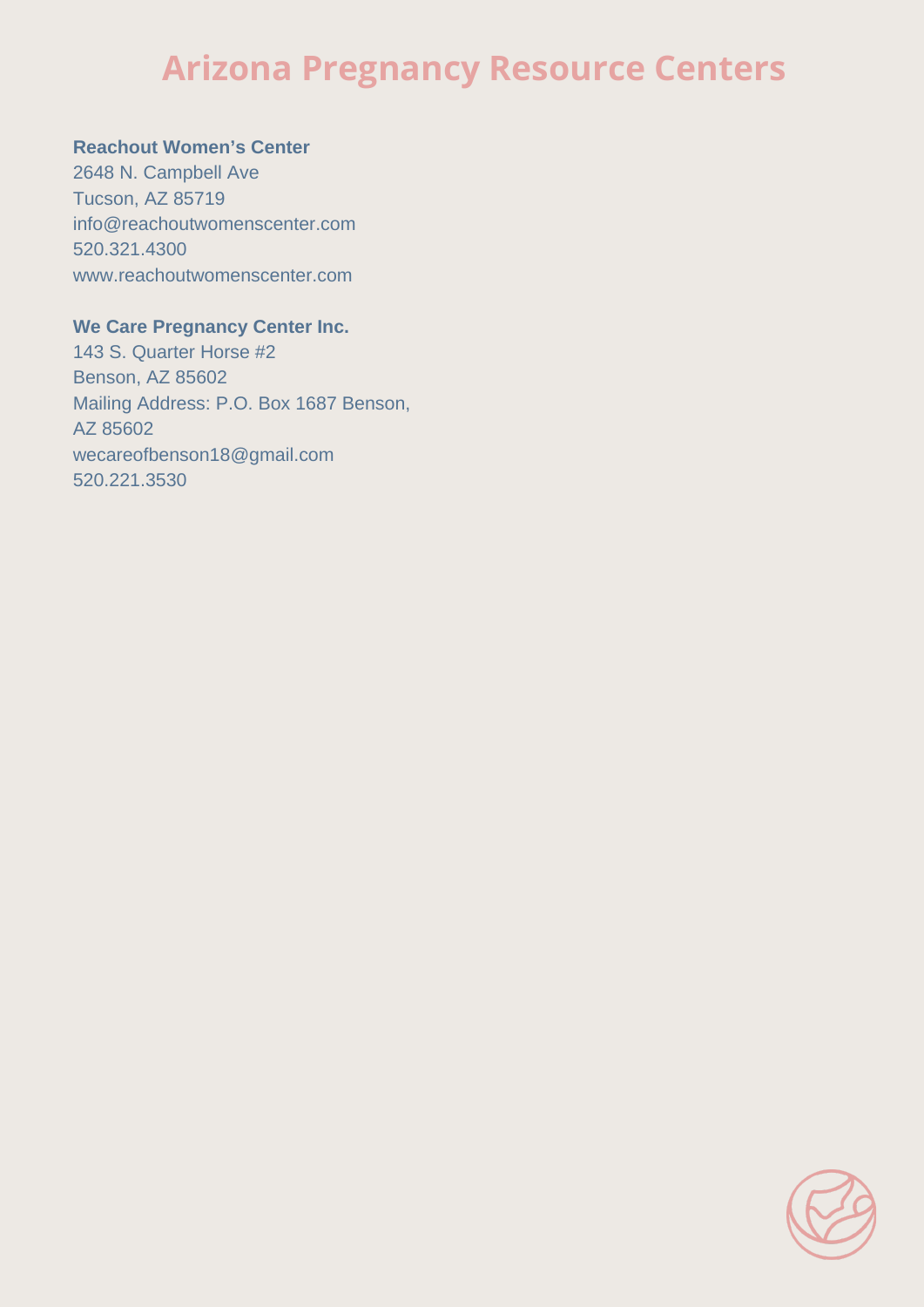# Arizona Pregnancy Resource Centers

**Reachout Women's Center**
2648 N. Campbell Ave
Tucson, AZ 85719
info@reachoutwomenscenter.com
520.321.4300
www.reachoutwomenscenter.com

**We Care Pregnancy Center Inc.**
143 S. Quarter Horse #2
Benson, AZ 85602
Mailing Address: P.O. Box 1687 Benson, AZ 85602
wecareofbenson18@gmail.com
520.221.3530